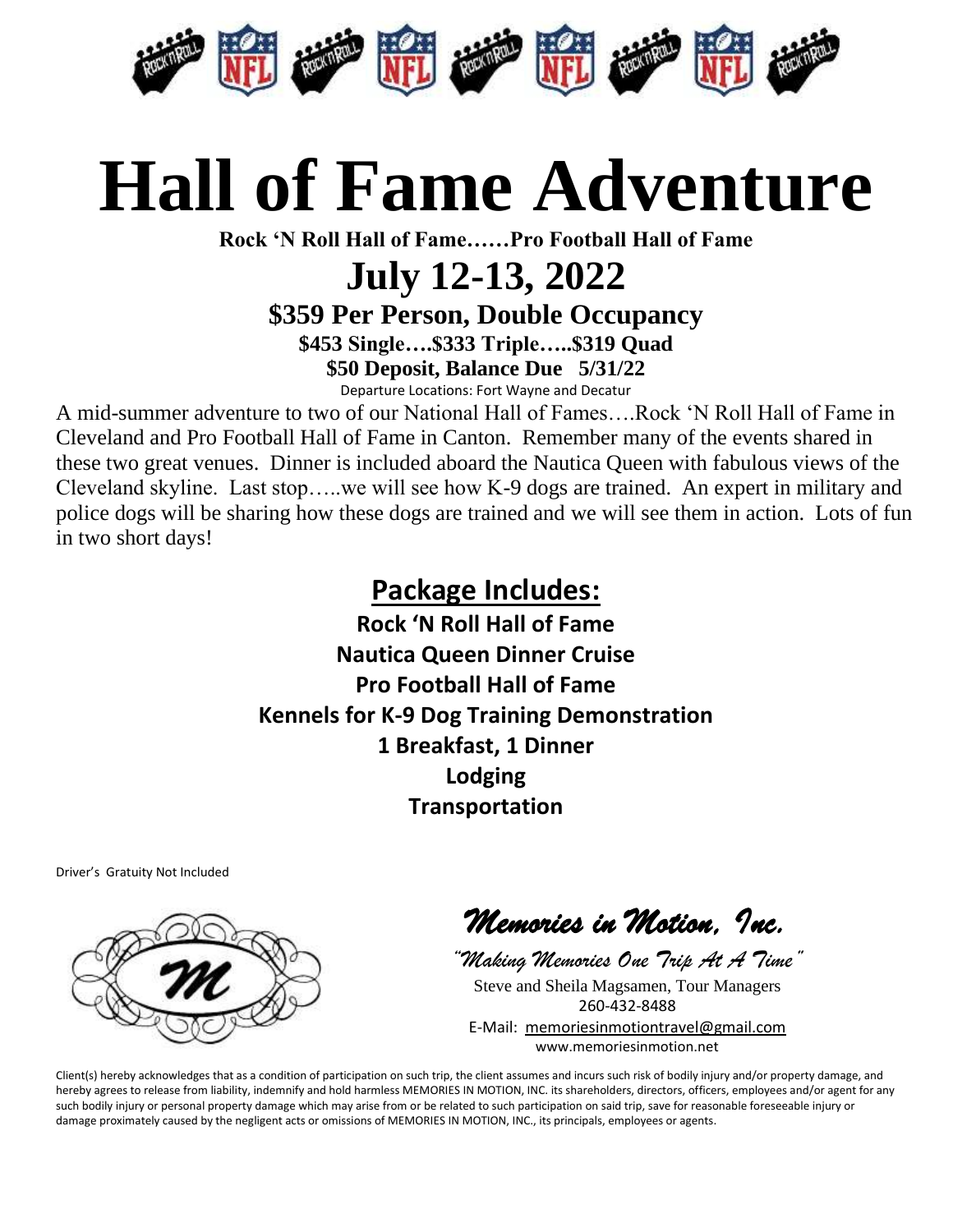# Hall of Fame Adventure

**Rock 'N Roll Hall of Fame……Pro Football Hall of Fame**

## July 12-13, 2022

### $359 Per Person, Double Occupancy

**$453 Single….$333 Triple…..$319 Quad**

**$50 Deposit, Balance Due 5/31/22**

Departure Locations: Fort Wayne and Decatur

A mid-summer adventure to two of our National Hall of Fames….Rock 'N Roll Hall of Fame in Cleveland and Pro Football Hall of Fame in Canton. Remember many of the events shared in these two great venues. Dinner is included aboard the Nautica Queen with fabulous views of the Cleveland skyline. Last stop…..we will see how K-9 dogs are trained. An expert in military and police dogs will be sharing how these dogs are trained and we will see them in action. Lots of fun in two short days!

## Package Includes:

**Rock 'N Roll Hall of Fame**
**Nautica Queen Dinner Cruise**
**Pro Football Hall of Fame**
**Kennels for K-9 Dog Training Demonstration**
**1 Breakfast, 1 Dinner**
**Lodging**
**Transportation**

Driver's Gratuity Not Included

*Memories in Motion, Inc.*

*"Making Memories One Trip At A Time"*

Steve and Sheila Magsamen, Tour Managers
260-432-8488
E-Mail: memoriesinmotiontravel@gmail.com
www.memoriesinmotion.net

Client(s) hereby acknowledges that as a condition of participation on such trip, the client assumes and incurs such risk of bodily injury and/or property damage, and hereby agrees to release from liability, indemnify and hold harmless MEMORIES IN MOTION, INC. its shareholders, directors, officers, employees and/or agent for any such bodily injury or personal property damage which may arise from or be related to such participation on said trip, save for reasonable foreseeable injury or damage proximately caused by the negligent acts or omissions of MEMORIES IN MOTION, INC., its principals, employees or agents.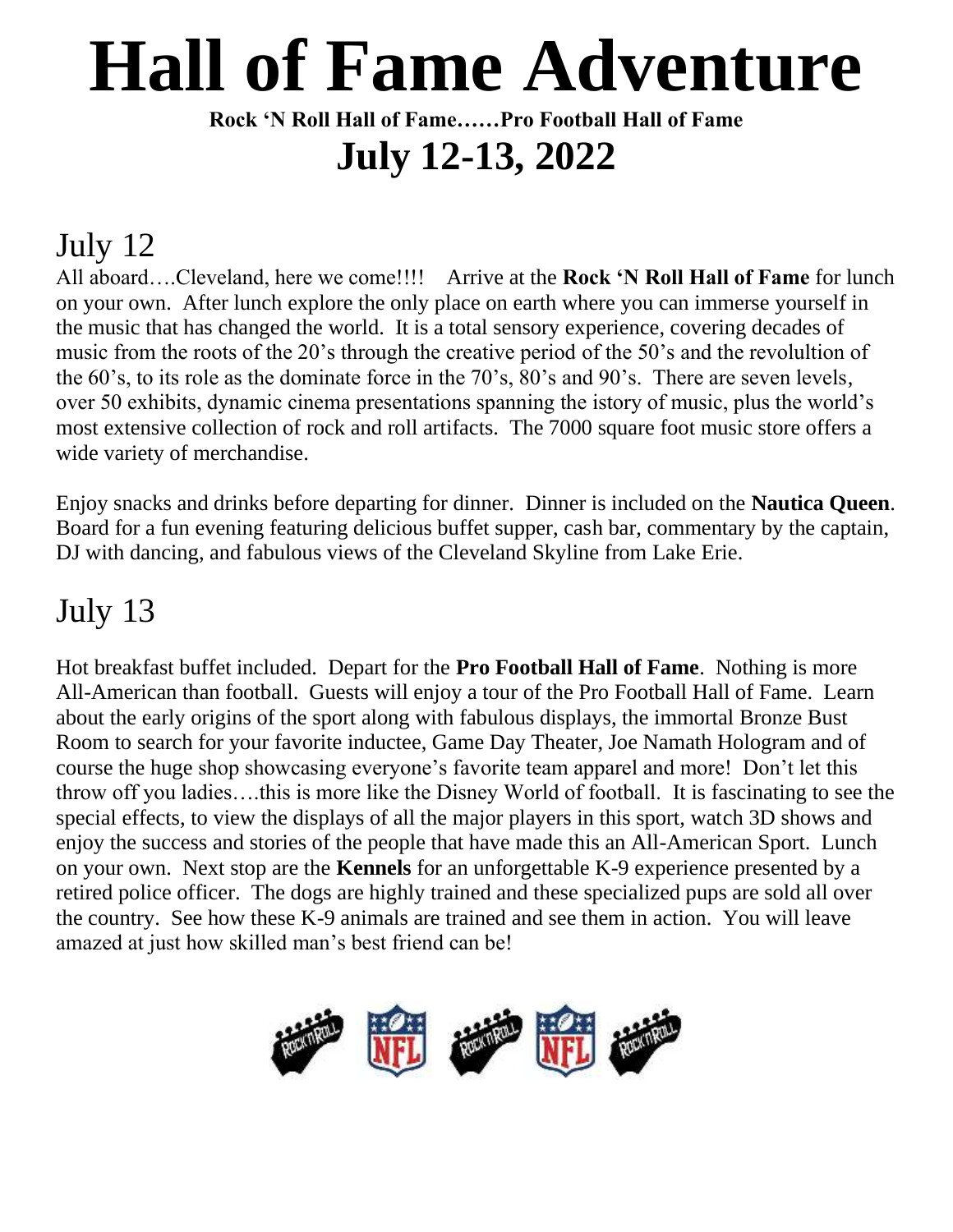# Hall of Fame Adventure

**Rock 'N Roll Hall of Fame……Pro Football Hall of Fame**

## July 12-13, 2022

## July 12

All aboard….Cleveland, here we come!!!! Arrive at the **Rock 'N Roll Hall of Fame** for lunch on your own. After lunch explore the only place on earth where you can immerse yourself in the music that has changed the world. It is a total sensory experience, covering decades of music from the roots of the 20's through the creative period of the 50's and the revolultion of the 60's, to its role as the dominate force in the 70's, 80's and 90's. There are seven levels, over 50 exhibits, dynamic cinema presentations spanning the istory of music, plus the world's most extensive collection of rock and roll artifacts. The 7000 square foot music store offers a wide variety of merchandise.

Enjoy snacks and drinks before departing for dinner. Dinner is included on the **Nautica Queen**. Board for a fun evening featuring delicious buffet supper, cash bar, commentary by the captain, DJ with dancing, and fabulous views of the Cleveland Skyline from Lake Erie.

## July 13

Hot breakfast buffet included. Depart for the **Pro Football Hall of Fame**. Nothing is more All-American than football. Guests will enjoy a tour of the Pro Football Hall of Fame. Learn about the early origins of the sport along with fabulous displays, the immortal Bronze Bust Room to search for your favorite inductee, Game Day Theater, Joe Namath Hologram and of course the huge shop showcasing everyone's favorite team apparel and more! Don't let this throw off you ladies….this is more like the Disney World of football. It is fascinating to see the special effects, to view the displays of all the major players in this sport, watch 3D shows and enjoy the success and stories of the people that have made this an All-American Sport. Lunch on your own. Next stop are the **Kennels** for an unforgettable K-9 experience presented by a retired police officer. The dogs are highly trained and these specialized pups are sold all over the country. See how these K-9 animals are trained and see them in action. You will leave amazed at just how skilled man's best friend can be!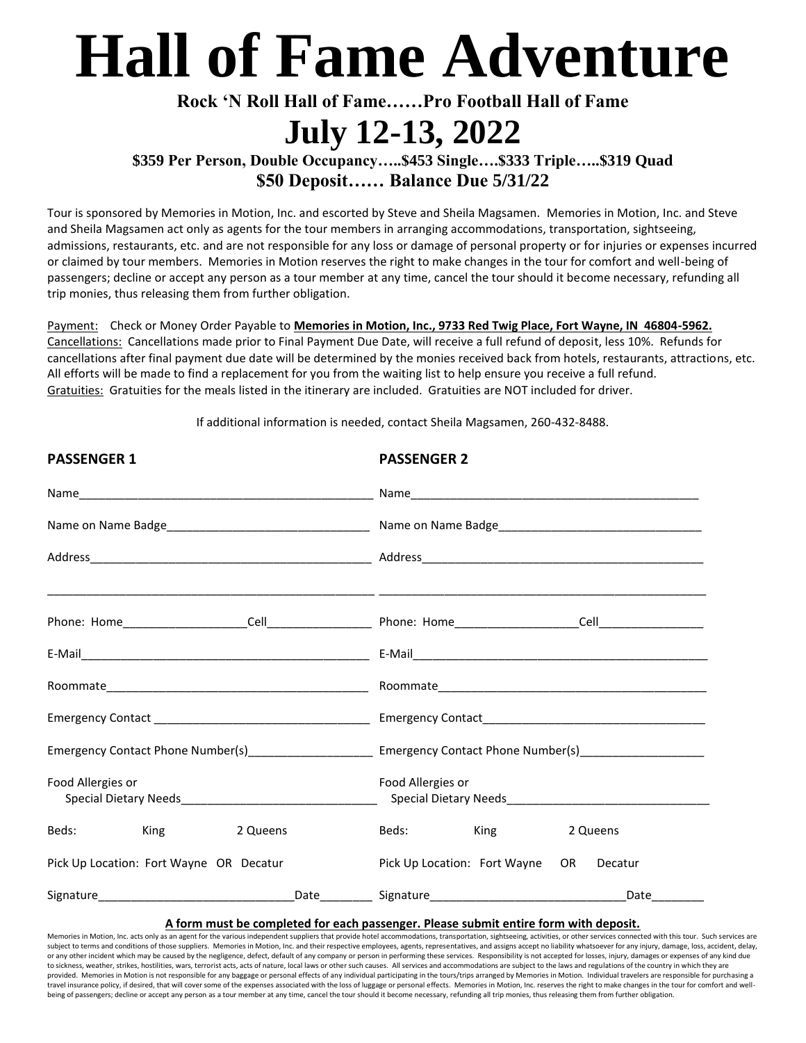# Hall of Fame Adventure

**Rock 'N Roll Hall of Fame……Pro Football Hall of Fame**

## July 12-13, 2022

**$359 Per Person, Double Occupancy…..$453 Single….$333 Triple…..$319 Quad**

**$50 Deposit…… Balance Due 5/31/22**

Tour is sponsored by Memories in Motion, Inc. and escorted by Steve and Sheila Magsamen. Memories in Motion, Inc. and Steve and Sheila Magsamen act only as agents for the tour members in arranging accommodations, transportation, sightseeing, admissions, restaurants, etc. and are not responsible for any loss or damage of personal property or for injuries or expenses incurred or claimed by tour members. Memories in Motion reserves the right to make changes in the tour for comfort and well-being of passengers; decline or accept any person as a tour member at any time, cancel the tour should it become necessary, refunding all trip monies, thus releasing them from further obligation.

Payment: Check or Money Order Payable to **Memories in Motion, Inc., 9733 Red Twig Place, Fort Wayne, IN 46804-5962.**
Cancellations: Cancellations made prior to Final Payment Due Date, will receive a full refund of deposit, less 10%. Refunds for cancellations after final payment due date will be determined by the monies received back from hotels, restaurants, attractions, etc. All efforts will be made to find a replacement for you from the waiting list to help ensure you receive a full refund.
Gratuities: Gratuities for the meals listed in the itinerary are included. Gratuities are NOT included for driver.

If additional information is needed, contact Sheila Magsamen, 260-432-8488.

| **PASSENGER 1** | **PASSENGER 2** |
|---|---|
| Name_______________ | Name_______________ |
| Name on Name Badge_______________ | Name on Name Badge_______________ |
| Address_______________ | Address_______________ |
| _______________ | _______________ |
| Phone: Home__________ Cell__________ | Phone: Home__________ Cell__________ |
| E-Mail_______________ | E-Mail_______________ |
| Roommate_______________ | Roommate_______________ |
| Emergency Contact _______________ | Emergency Contact_______________ |
| Emergency Contact Phone Number(s)__________ | Emergency Contact Phone Number(s)__________ |
| Food Allergies or Special Dietary Needs_______________ | Food Allergies or Special Dietary Needs_______________ |
| Beds: King 2 Queens | Beds: King 2 Queens |
| Pick Up Location: Fort Wayne OR Decatur | Pick Up Location: Fort Wayne OR Decatur |
| Signature_______________Date________ | Signature_______________Date________ |

**A form must be completed for each passenger. Please submit entire form with deposit.**

Memories in Motion, Inc. acts only as an agent for the various independent suppliers that provide hotel accommodations, transportation, sightseeing, activities, or other services connected with this tour. Such services are subject to terms and conditions of those suppliers. Memories in Motion, Inc. and their respective employees, agents, representatives, and assigns accept no liability whatsoever for any injury, damage, loss, accident, delay, or any other incident which may be caused by the negligence, defect, default of any company or person in performing these services. Responsibility is not accepted for losses, injury, damages or expenses of any kind due to sickness, weather, strikes, hostilities, wars, terrorist acts, acts of nature, local laws or other such causes. All services and accommodations are subject to the laws and regulations of the country in which they are provided. Memories in Motion is not responsible for any baggage or personal effects of any individual participating in the tours/trips arranged by Memories in Motion. Individual travelers are responsible for purchasing a travel insurance policy, if desired, that will cover some of the expenses associated with the loss of luggage or personal effects. Memories in Motion, Inc. reserves the right to make changes in the tour for comfort and well-being of passengers; decline or accept any person as a tour member at any time, cancel the tour should it become necessary, refunding all trip monies, thus releasing them from further obligation.